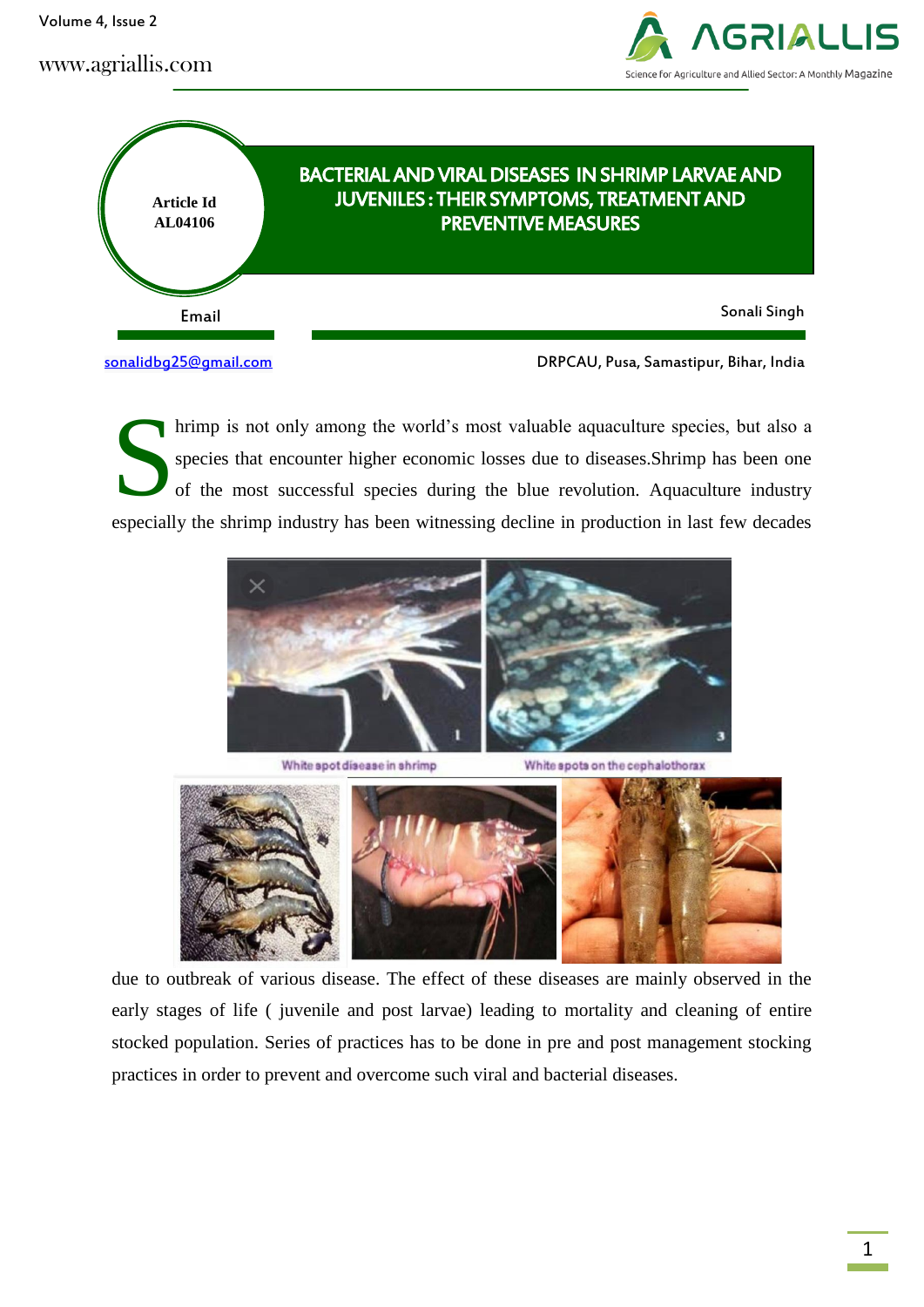# BACTERIAL AND VIRAL DISEASES IN SHRIMP LARVAE AND JUVENILES : THEIR SYMPTOMS, TREATMENT AND PREVENTIVE MEASURES

**Article Id** AL04106

Sonali Singh

Email: sonalidbg25@gmail.com

DRPCAU, Pusa, Samastipur, Bihar, India

Shrimp is not only among the world's most valuable aquaculture species, but also a species that encounter higher economic losses due to diseases.Shrimp has been one of the most successful species during the blue revolution. Aquaculture industry especially the shrimp industry has been witnessing decline in production in last few decades

White spot disease in shrimp

White spots on the cephalothorax

due to outbreak of various disease. The effect of these diseases are mainly observed in the early stages of life ( juvenile and post larvae) leading to mortality and cleaning of entire stocked population. Series of practices has to be done in pre and post management stocking practices in order to prevent and overcome such viral and bacterial diseases.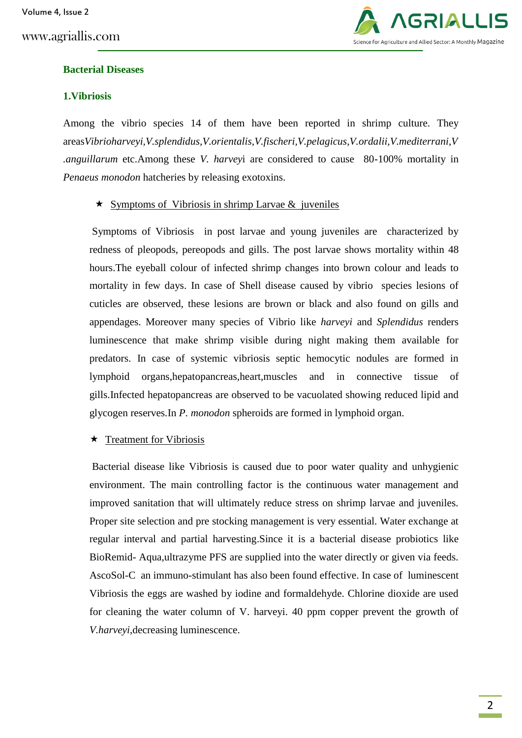## Bacterial Diseases

### 1.Vibriosis

Among the vibrio species 14 of them have been reported in shrimp culture. They areas*Vibrioharveyi,V.splendidus,V.orientalis,V.fischeri,V.pelagicus,V.ordalii,V.mediterrani,V .anguillarum* etc.Among these *V. harvey*i are considered to cause 80-100% mortality in *Penaeus monodon* hatcheries by releasing exotoxins.

- Symptoms of Vibriosis in shrimp Larvae & juveniles

Symptoms of Vibriosis in post larvae and young juveniles are characterized by redness of pleopods, pereopods and gills. The post larvae shows mortality within 48 hours.The eyeball colour of infected shrimp changes into brown colour and leads to mortality in few days. In case of Shell disease caused by vibrio species lesions of cuticles are observed, these lesions are brown or black and also found on gills and appendages. Moreover many species of Vibrio like *harveyi* and *Splendidus* renders luminescence that make shrimp visible during night making them available for predators. In case of systemic vibriosis septic hemocytic nodules are formed in lymphoid organs,hepatopancreas,heart,muscles and in connective tissue of gills.Infected hepatopancreas are observed to be vacuolated showing reduced lipid and glycogen reserves.In *P. monodon* spheroids are formed in lymphoid organ.

- Treatment for Vibriosis

Bacterial disease like Vibriosis is caused due to poor water quality and unhygienic environment. The main controlling factor is the continuous water management and improved sanitation that will ultimately reduce stress on shrimp larvae and juveniles. Proper site selection and pre stocking management is very essential. Water exchange at regular interval and partial harvesting.Since it is a bacterial disease probiotics like BioRemid- Aqua,ultrazyme PFS are supplied into the water directly or given via feeds. AscoSol-C an immuno-stimulant has also been found effective. In case of luminescent Vibriosis the eggs are washed by iodine and formaldehyde. Chlorine dioxide are used for cleaning the water column of V. harveyi. 40 ppm copper prevent the growth of *V.harveyi*,decreasing luminescence.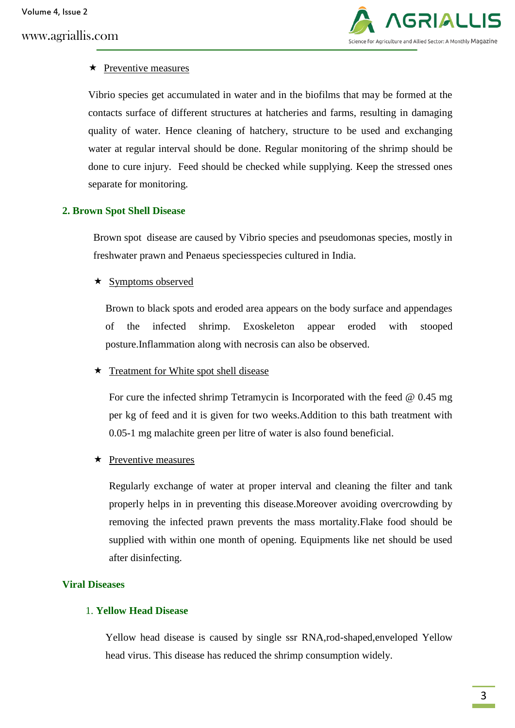★ Preventive measures

Vibrio species get accumulated in water and in the biofilms that may be formed at the contacts surface of different structures at hatcheries and farms, resulting in damaging quality of water. Hence cleaning of hatchery, structure to be used and exchanging water at regular interval should be done. Regular monitoring of the shrimp should be done to cure injury. Feed should be checked while supplying. Keep the stressed ones separate for monitoring.

## 2. Brown Spot Shell Disease

Brown spot disease are caused by Vibrio species and pseudomonas species, mostly in freshwater prawn and Penaeus speciesspecies cultured in India.

★ Symptoms observed

Brown to black spots and eroded area appears on the body surface and appendages of the infected shrimp. Exoskeleton appear eroded with stooped posture.Inflammation along with necrosis can also be observed.

★ Treatment for White spot shell disease

For cure the infected shrimp Tetramycin is Incorporated with the feed @ 0.45 mg per kg of feed and it is given for two weeks.Addition to this bath treatment with 0.05-1 mg malachite green per litre of water is also found beneficial.

★ Preventive measures

Regularly exchange of water at proper interval and cleaning the filter and tank properly helps in in preventing this disease.Moreover avoiding overcrowding by removing the infected prawn prevents the mass mortality.Flake food should be supplied with within one month of opening. Equipments like net should be used after disinfecting.

## Viral Diseases

### 1. Yellow Head Disease

Yellow head disease is caused by single ssr RNA,rod-shaped,enveloped Yellow head virus. This disease has reduced the shrimp consumption widely.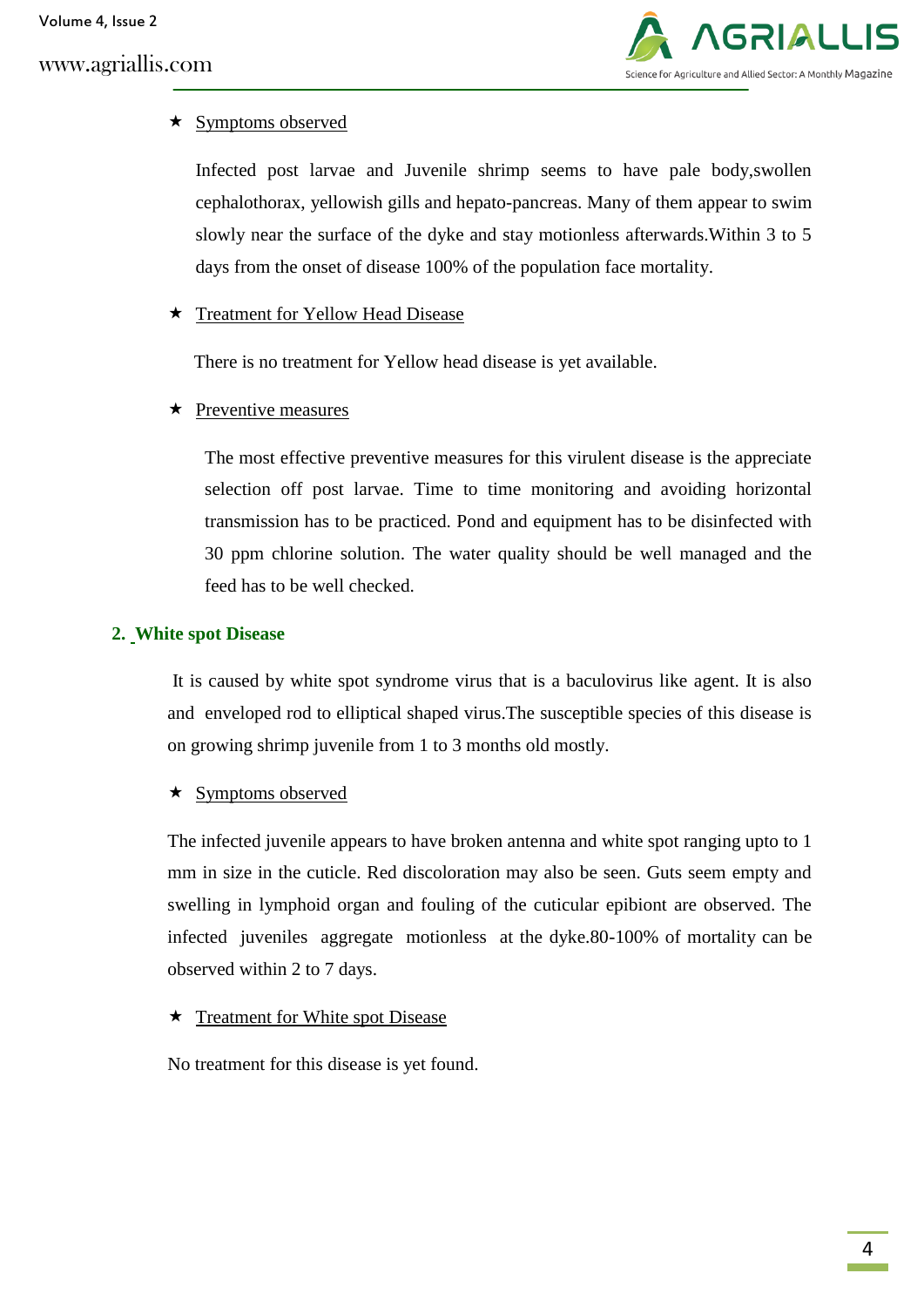★ Symptoms observed

Infected post larvae and Juvenile shrimp seems to have pale body,swollen cephalothorax, yellowish gills and hepato-pancreas. Many of them appear to swim slowly near the surface of the dyke and stay motionless afterwards.Within 3 to 5 days from the onset of disease 100% of the population face mortality.

★ Treatment for Yellow Head Disease

There is no treatment for Yellow head disease is yet available.

★ Preventive measures

The most effective preventive measures for this virulent disease is the appreciate selection off post larvae. Time to time monitoring and avoiding horizontal transmission has to be practiced. Pond and equipment has to be disinfected with 30 ppm chlorine solution. The water quality should be well managed and the feed has to be well checked.

## 2. White spot Disease

It is caused by white spot syndrome virus that is a baculovirus like agent. It is also and enveloped rod to elliptical shaped virus.The susceptible species of this disease is on growing shrimp juvenile from 1 to 3 months old mostly.

★ Symptoms observed

The infected juvenile appears to have broken antenna and white spot ranging upto to 1 mm in size in the cuticle. Red discoloration may also be seen. Guts seem empty and swelling in lymphoid organ and fouling of the cuticular epibiont are observed. The infected juveniles aggregate motionless at the dyke.80-100% of mortality can be observed within 2 to 7 days.

★ Treatment for White spot Disease

No treatment for this disease is yet found.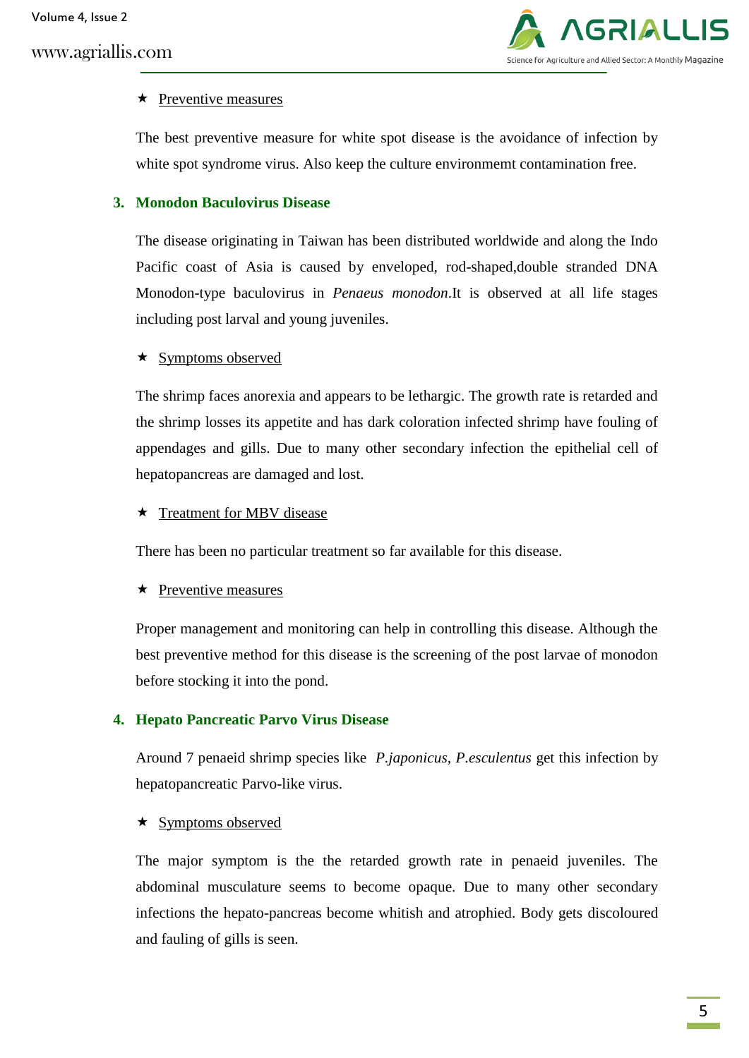★ Preventive measures

The best preventive measure for white spot disease is the avoidance of infection by white spot syndrome virus. Also keep the culture environmemt contamination free.

### 3. Monodon Baculovirus Disease

The disease originating in Taiwan has been distributed worldwide and along the Indo Pacific coast of Asia is caused by enveloped, rod-shaped,double stranded DNA Monodon-type baculovirus in *Penaeus monodon*.It is observed at all life stages including post larval and young juveniles.

★ Symptoms observed

The shrimp faces anorexia and appears to be lethargic. The growth rate is retarded and the shrimp losses its appetite and has dark coloration infected shrimp have fouling of appendages and gills. Due to many other secondary infection the epithelial cell of hepatopancreas are damaged and lost.

★ Treatment for MBV disease

There has been no particular treatment so far available for this disease.

★ Preventive measures

Proper management and monitoring can help in controlling this disease. Although the best preventive method for this disease is the screening of the post larvae of monodon before stocking it into the pond.

### 4. Hepato Pancreatic Parvo Virus Disease

Around 7 penaeid shrimp species like *P.japonicus*, *P.esculentus* get this infection by hepatopancreatic Parvo-like virus.

★ Symptoms observed

The major symptom is the the retarded growth rate in penaeid juveniles. The abdominal musculature seems to become opaque. Due to many other secondary infections the hepato-pancreas become whitish and atrophied. Body gets discoloured and fauling of gills is seen.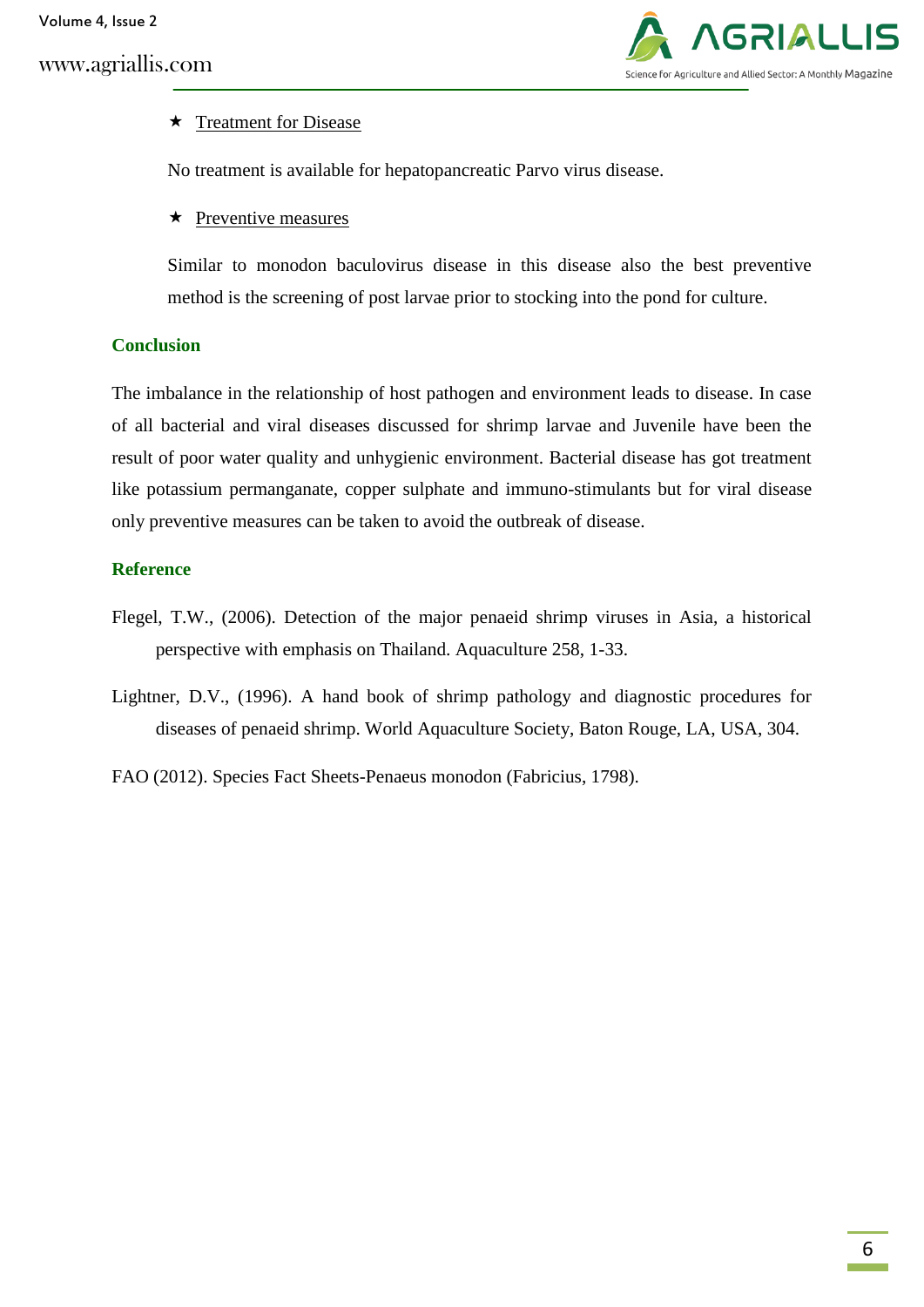★ Treatment for Disease

No treatment is available for hepatopancreatic Parvo virus disease.

★ Preventive measures

Similar to monodon baculovirus disease in this disease also the best preventive method is the screening of post larvae prior to stocking into the pond for culture.

## Conclusion

The imbalance in the relationship of host pathogen and environment leads to disease. In case of all bacterial and viral diseases discussed for shrimp larvae and Juvenile have been the result of poor water quality and unhygienic environment. Bacterial disease has got treatment like potassium permanganate, copper sulphate and immuno-stimulants but for viral disease only preventive measures can be taken to avoid the outbreak of disease.

## Reference

Flegel, T.W., (2006). Detection of the major penaeid shrimp viruses in Asia, a historical perspective with emphasis on Thailand. Aquaculture 258, 1-33.

Lightner, D.V., (1996). A hand book of shrimp pathology and diagnostic procedures for diseases of penaeid shrimp. World Aquaculture Society, Baton Rouge, LA, USA, 304.

FAO (2012). Species Fact Sheets-Penaeus monodon (Fabricius, 1798).